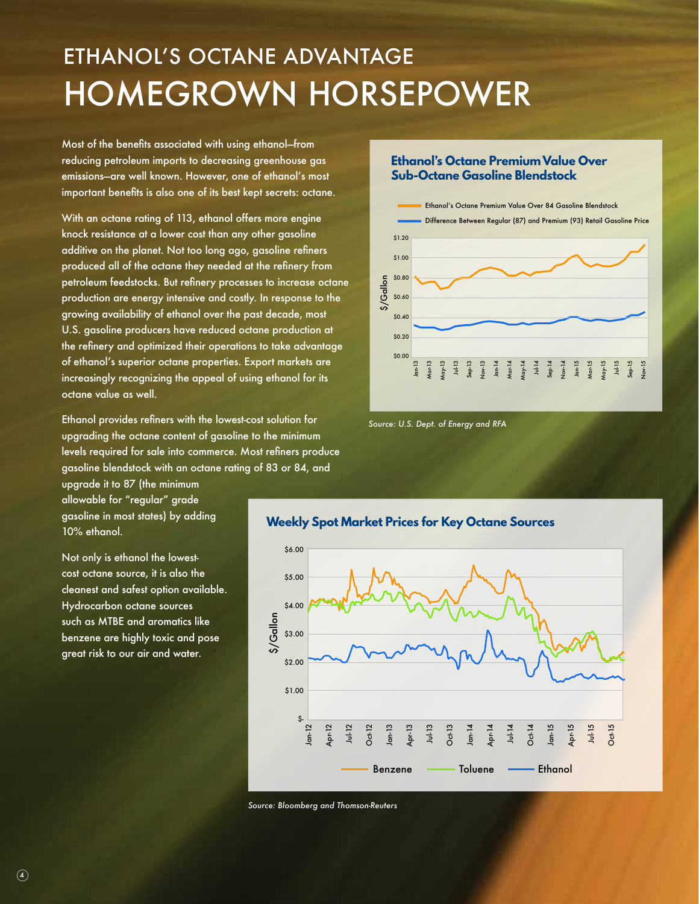# ETHANOL'S OCTANE ADVANTAGE
# HOMEGROWN HORSEPOWER

Most of the benefits associated with using ethanol—from reducing petroleum imports to decreasing greenhouse gas emissions—are well known. However, one of ethanol's most important benefits is also one of its best kept secrets: octane.

With an octane rating of 113, ethanol offers more engine knock resistance at a lower cost than any other gasoline additive on the planet. Not too long ago, gasoline refiners produced all of the octane they needed at the refinery from petroleum feedstocks. But refinery processes to increase octane production are energy intensive and costly. In response to the growing availability of ethanol over the past decade, most U.S. gasoline producers have reduced octane production at the refinery and optimized their operations to take advantage of ethanol's superior octane properties. Export markets are increasingly recognizing the appeal of using ethanol for its octane value as well.

Ethanol provides refiners with the lowest-cost solution for upgrading the octane content of gasoline to the minimum levels required for sale into commerce. Most refiners produce gasoline blendstock with an octane rating of 83 or 84, and upgrade it to 87 (the minimum allowable for "regular" grade gasoline in most states) by adding 10% ethanol.

Not only is ethanol the lowest-cost octane source, it is also the cleanest and safest option available. Hydrocarbon octane sources such as MTBE and aromatics like benzene are highly toxic and pose great risk to our air and water.

**Ethanol's Octane Premium Value Over Sub-Octane Gasoline Blendstock**

*Source: U.S. Dept. of Energy and RFA*

**Weekly Spot Market Prices for Key Octane Sources**

*Source: Bloomberg and Thomson-Reuters*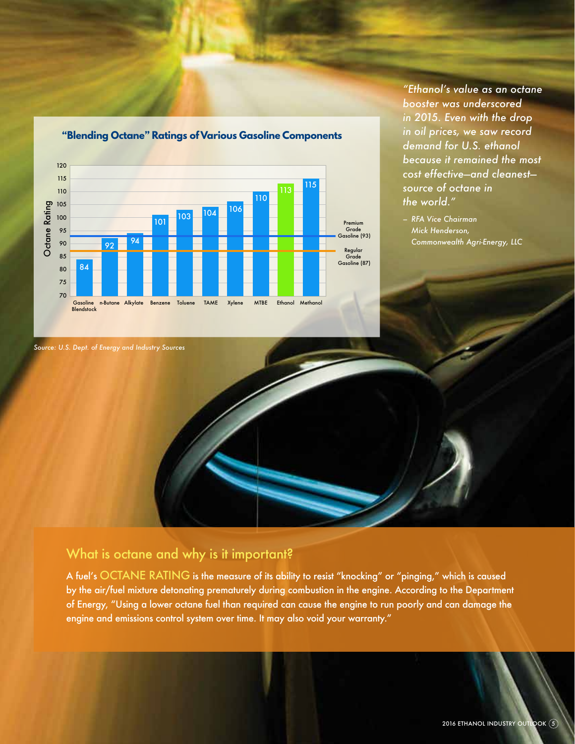## "Blending Octane" Ratings of Various Gasoline Components

Octane Rating

120
115
110
105
100
95
90
85
80
75
70

84
92
94
101
103
104
106
110
113
115

Gasoline Blendstock
n-Butane
Alkylate
Benzene
Toluene
TAME
Xylene
MTBE
Ethanol
Methanol

Premium Grade Gasoline (93)

Regular Grade Gasoline (87)

*Source: U.S. Dept. of Energy and Industry Sources*

*"Ethanol's value as an octane booster was underscored in 2015. Even with the drop in oil prices, we saw record demand for U.S. ethanol because it remained the most cost effective—and cleanest—source of octane in the world."*

*– RFA Vice Chairman Mick Henderson, Commonwealth Agri-Energy, LLC*

## What is octane and why is it important?

A fuel's OCTANE RATING is the measure of its ability to resist "knocking" or "pinging," which is caused by the air/fuel mixture detonating prematurely during combustion in the engine. According to the Department of Energy, "Using a lower octane fuel than required can cause the engine to run poorly and can damage the engine and emissions control system over time. It may also void your warranty."